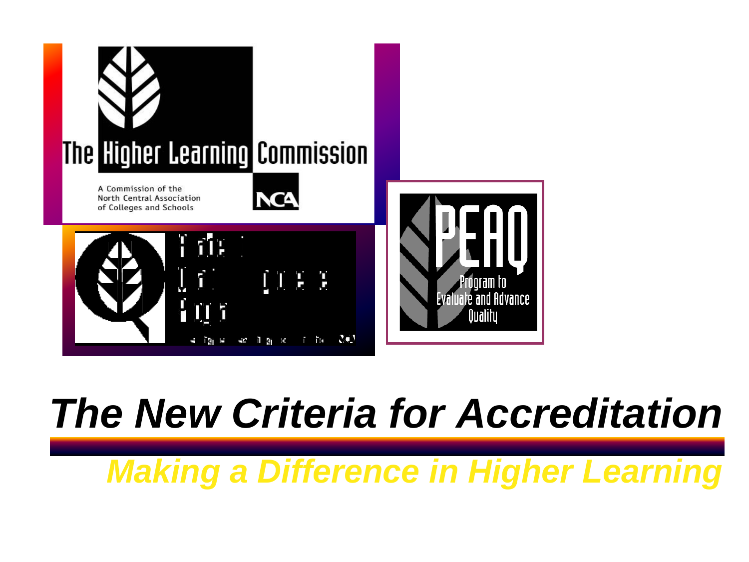The Higher Learning Commission

A Commission of the North Central Association of Colleges and Schools

NCA

PEAQ

Program to Evaluate and Advance Quality

# *The New Criteria for Accreditation*

## *Making a Difference in Higher Learning*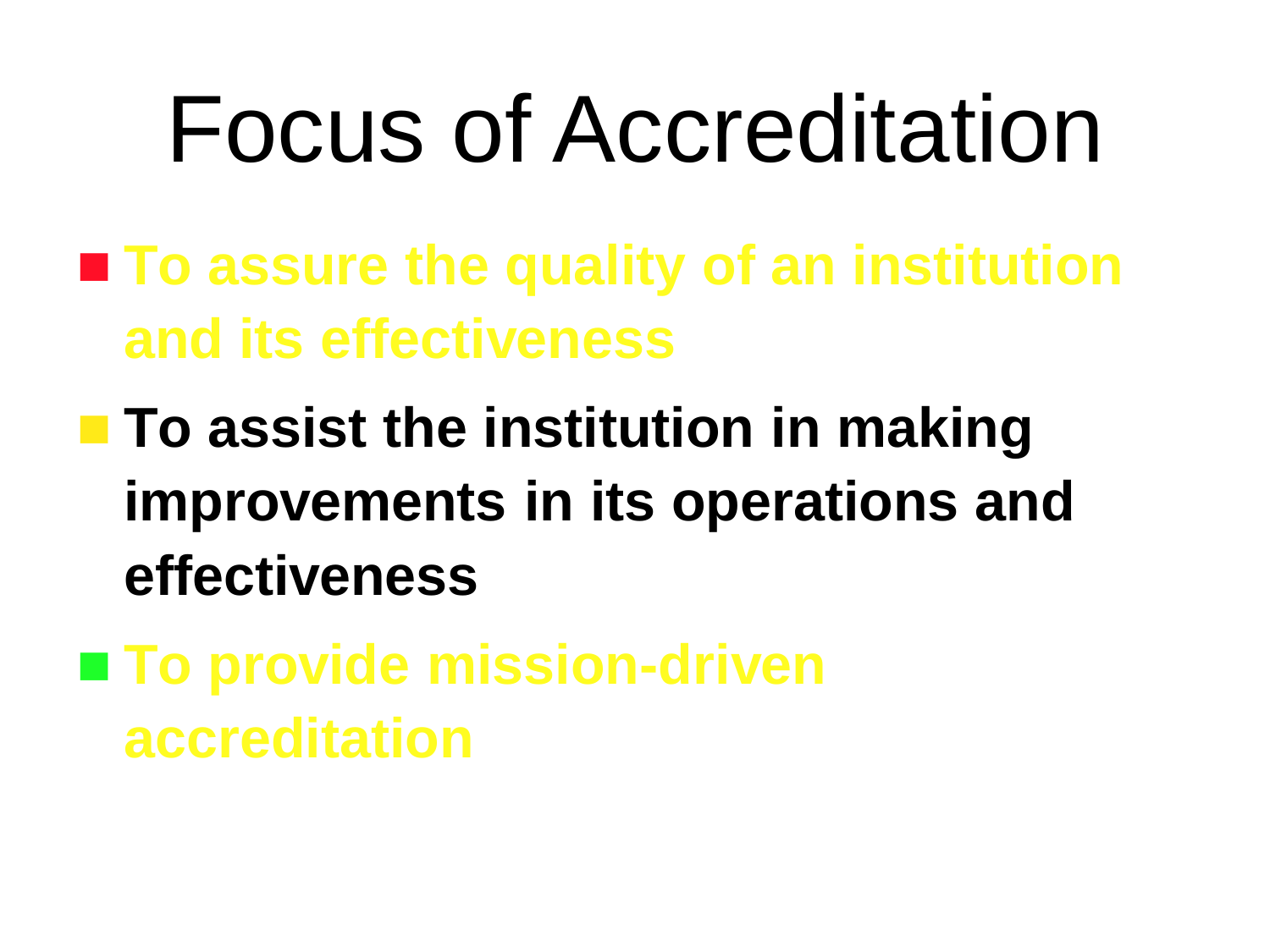# Focus of Accreditation

- **To assure the quality of an institution and its effectiveness**
- **To assist the institution in making improvements in its operations and effectiveness**
- **To provide mission-driven accreditation**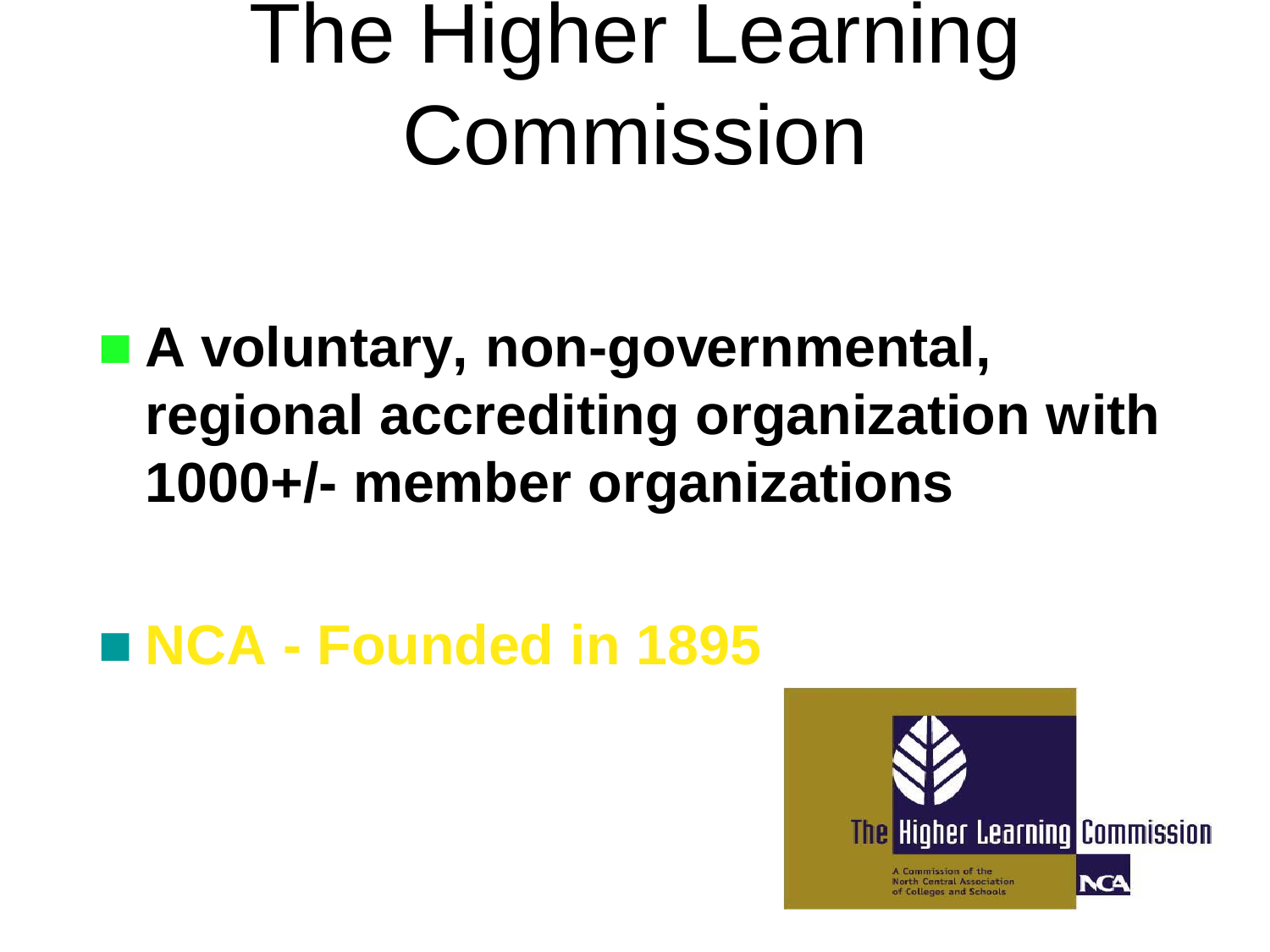# The Higher Learning Commission

- **A voluntary, non-governmental, regional accrediting organization with 1000+/- member organizations**

- **NCA - Founded in 1895**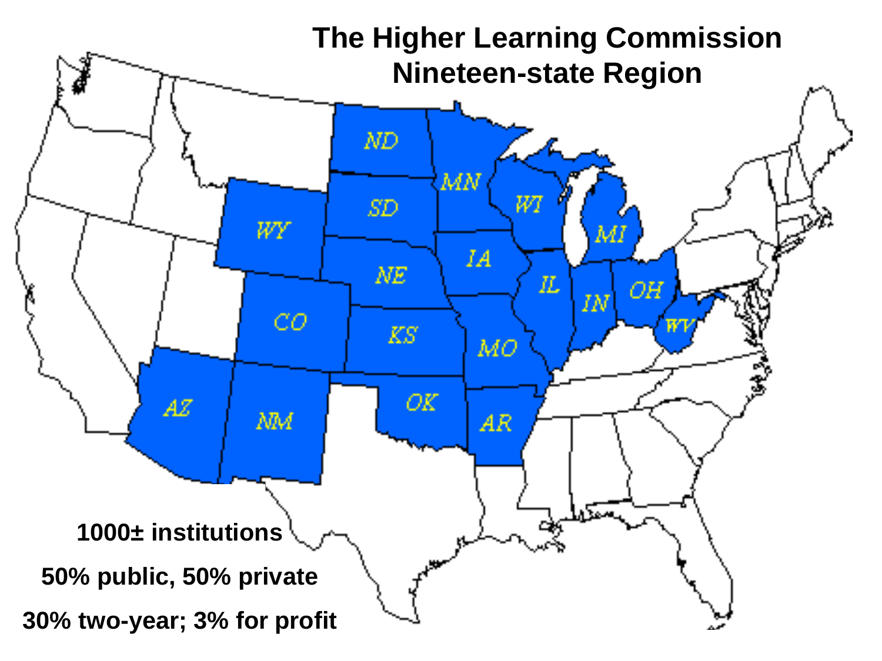# The Higher Learning Commission Nineteen-state Region

ND, MN, WI, MI, SD, WY, IA, NE, IL, IN, OH, CO, KS, MO, WV, AZ, NM, OK, AR

**1000± institutions**

**50% public, 50% private**

**30% two-year; 3% for profit**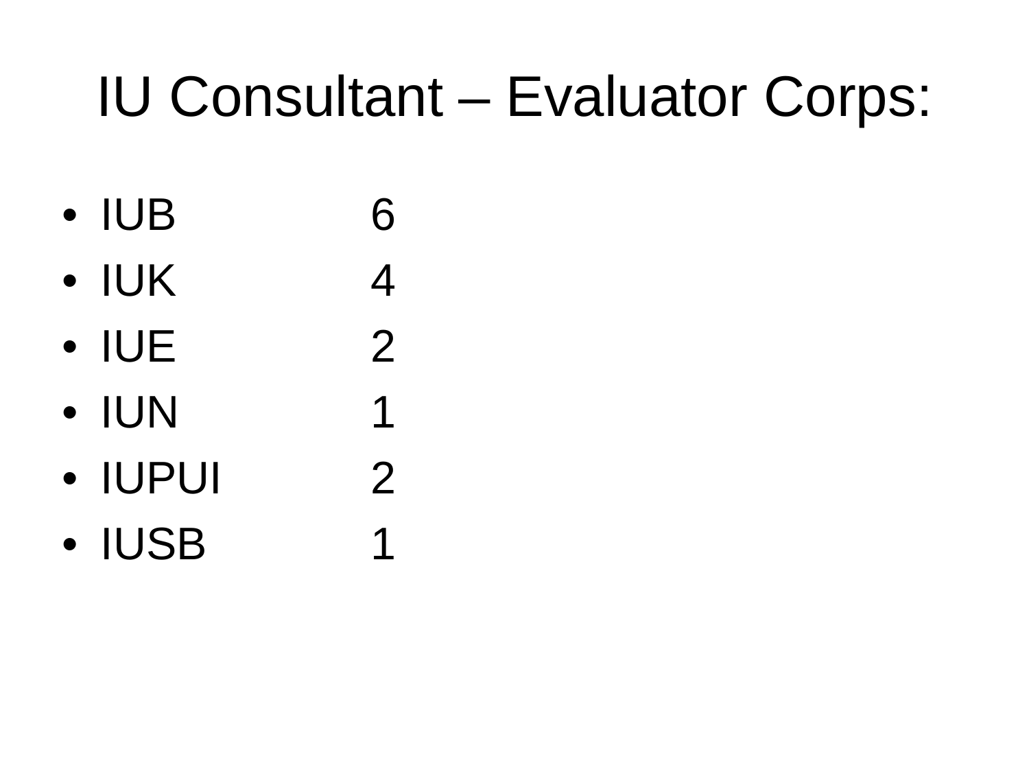# IU Consultant – Evaluator Corps:

- IUB 6
- IUK 4
- IUE 2
- IUN 1
- IUPUI 2
- IUSB 1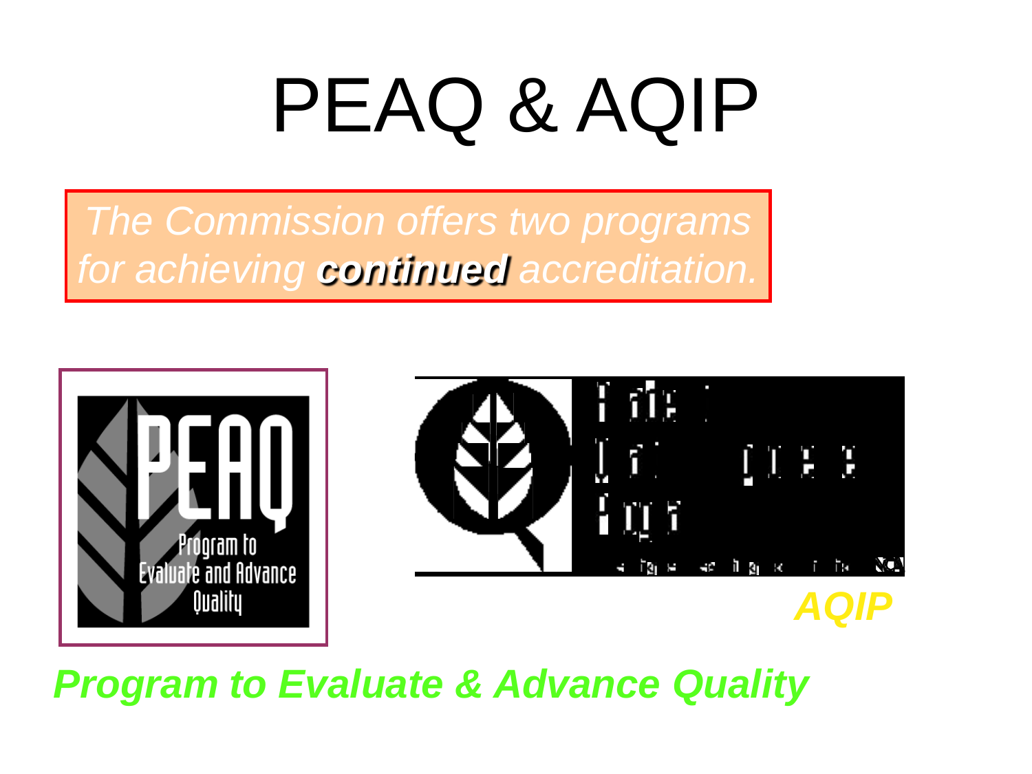# PEAQ & AQIP

*The Commission offers two programs for achieving **continued** accreditation.*

***AQIP***

***Program to Evaluate & Advance Quality***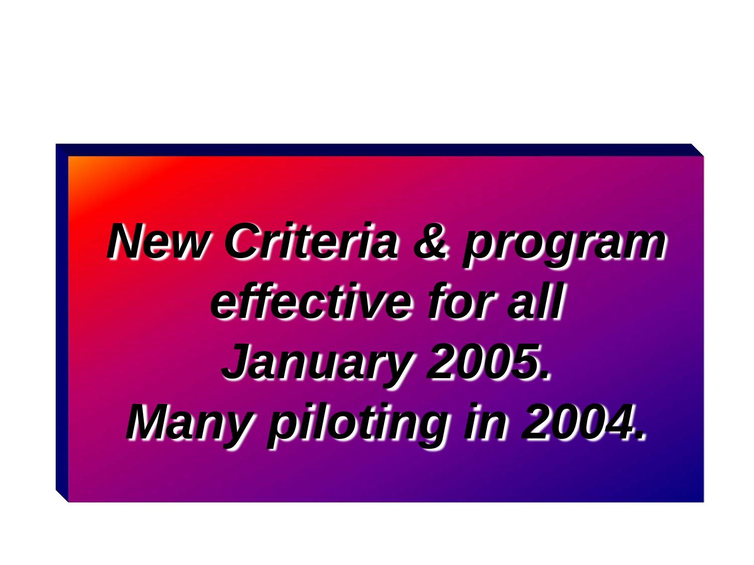***New Criteria & program effective for all January 2005. Many piloting in 2004.***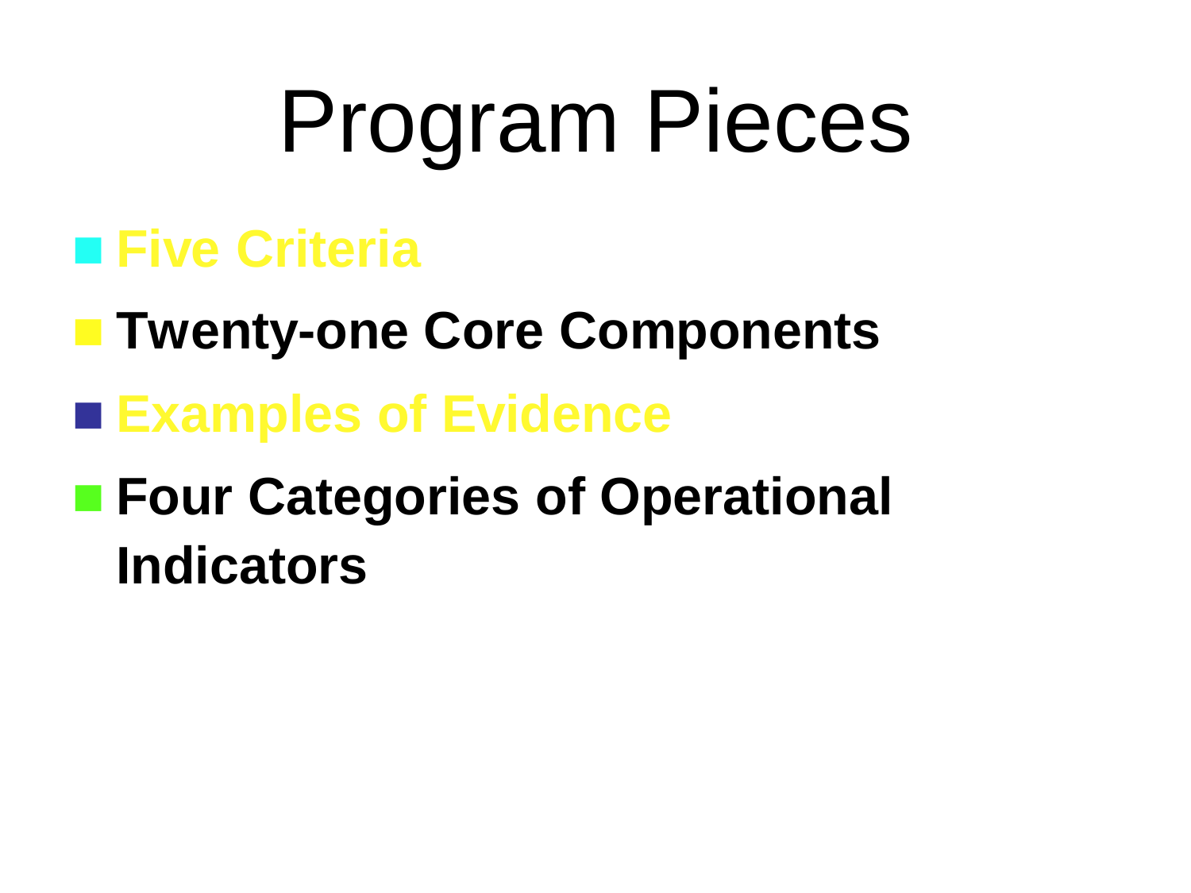# Program Pieces

- **Five Criteria**
- **Twenty-one Core Components**
- **Examples of Evidence**
- **Four Categories of Operational Indicators**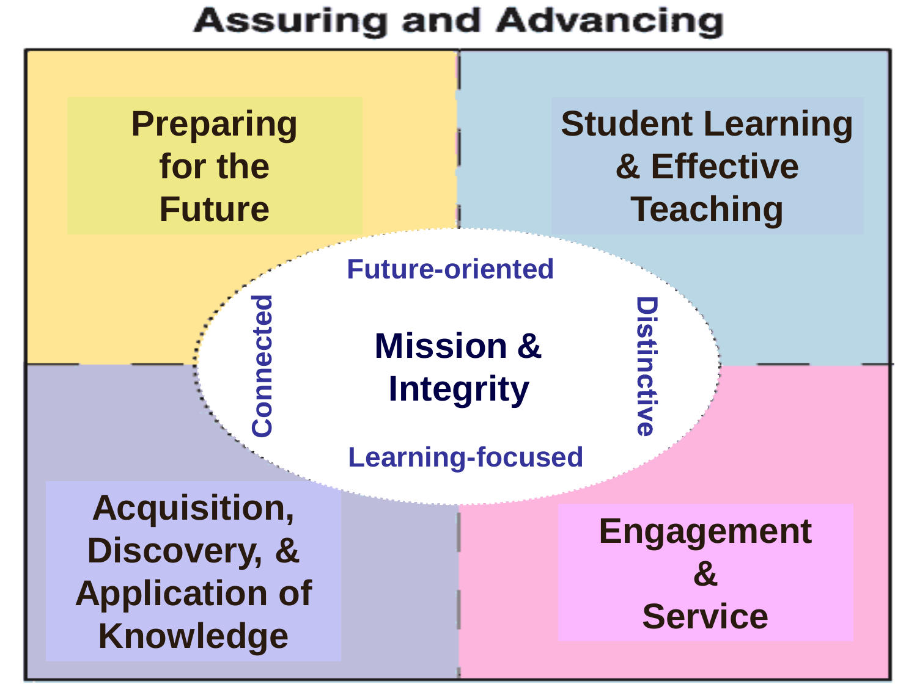# Assuring and Advancing

**Preparing for the Future**

**Student Learning & Effective Teaching**

Future-oriented

Connected

**Mission & Integrity**

Distinctive

Learning-focused

**Acquisition, Discovery, & Application of Knowledge**

**Engagement & Service**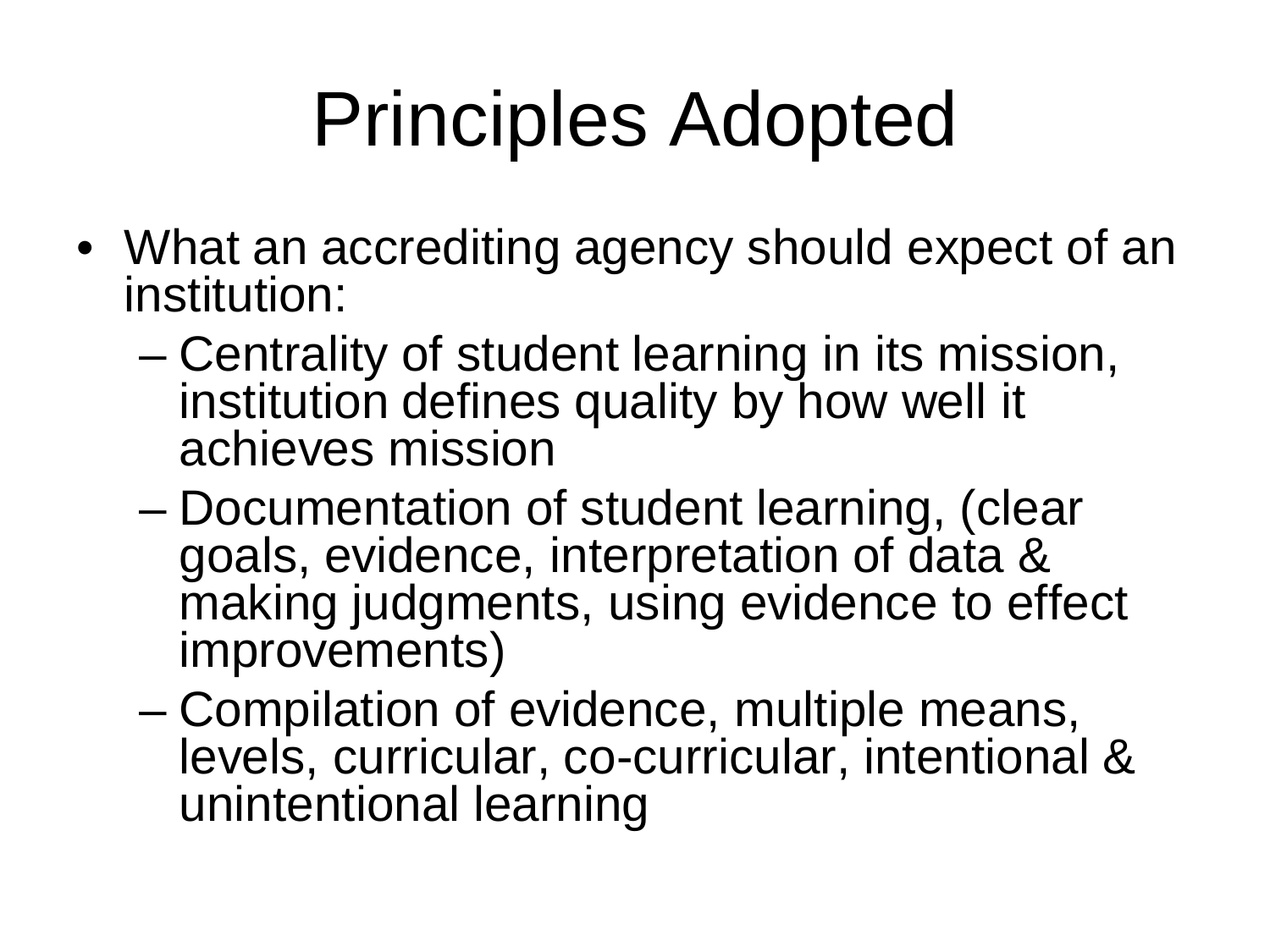# Principles Adopted

- What an accrediting agency should expect of an institution:
  - Centrality of student learning in its mission, institution defines quality by how well it achieves mission
  - Documentation of student learning, (clear goals, evidence, interpretation of data & making judgments, using evidence to effect improvements)
  - Compilation of evidence, multiple means, levels, curricular, co-curricular, intentional & unintentional learning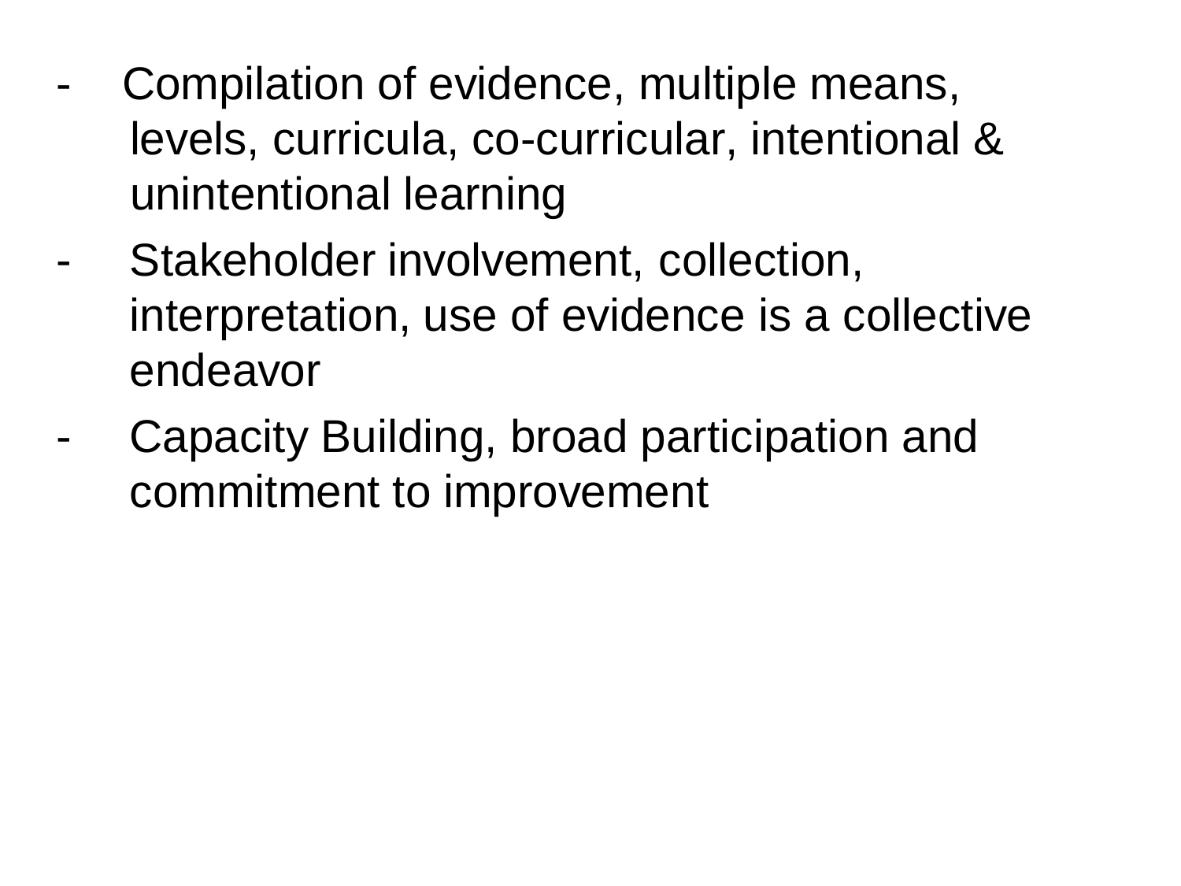- Compilation of evidence, multiple means, levels, curricula, co-curricular, intentional & unintentional learning
- Stakeholder involvement, collection, interpretation, use of evidence is a collective endeavor
- Capacity Building, broad participation and commitment to improvement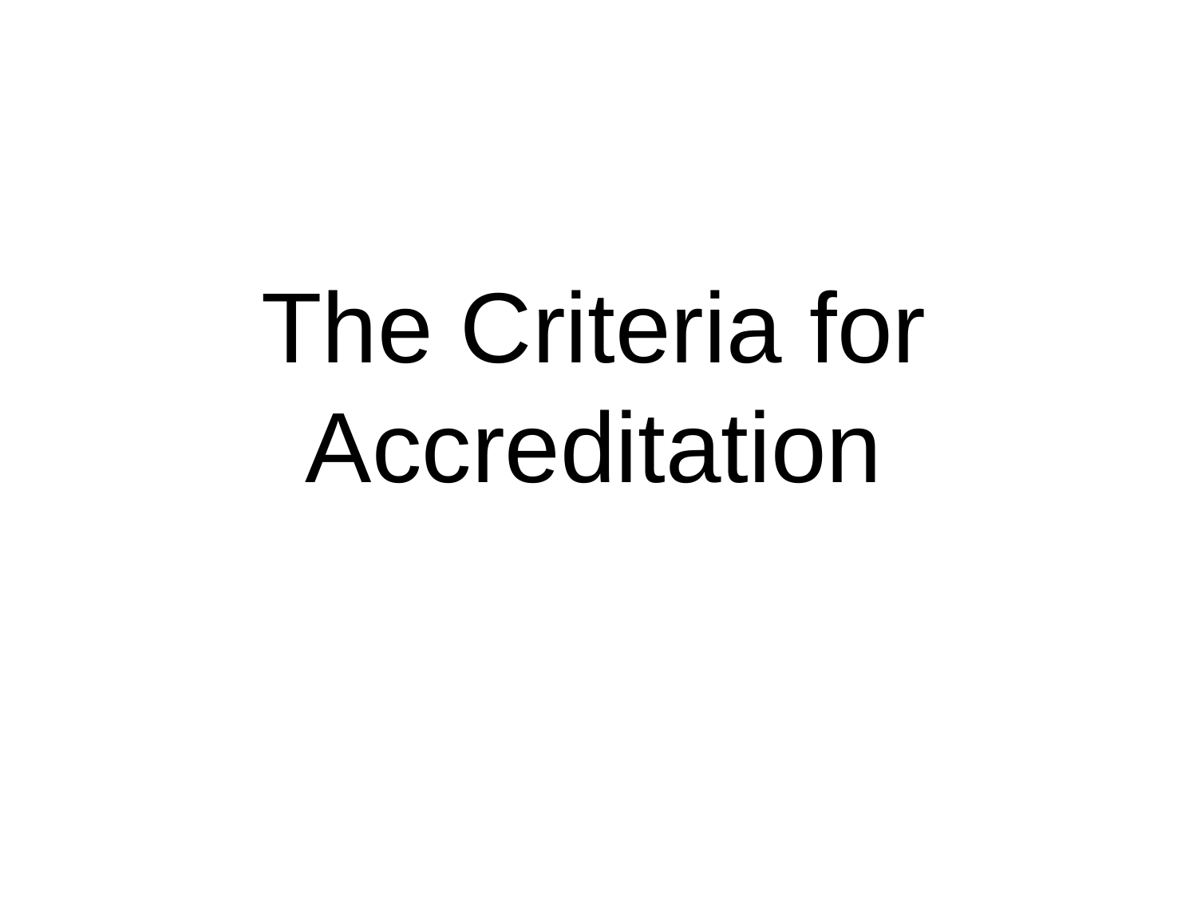# The Criteria for Accreditation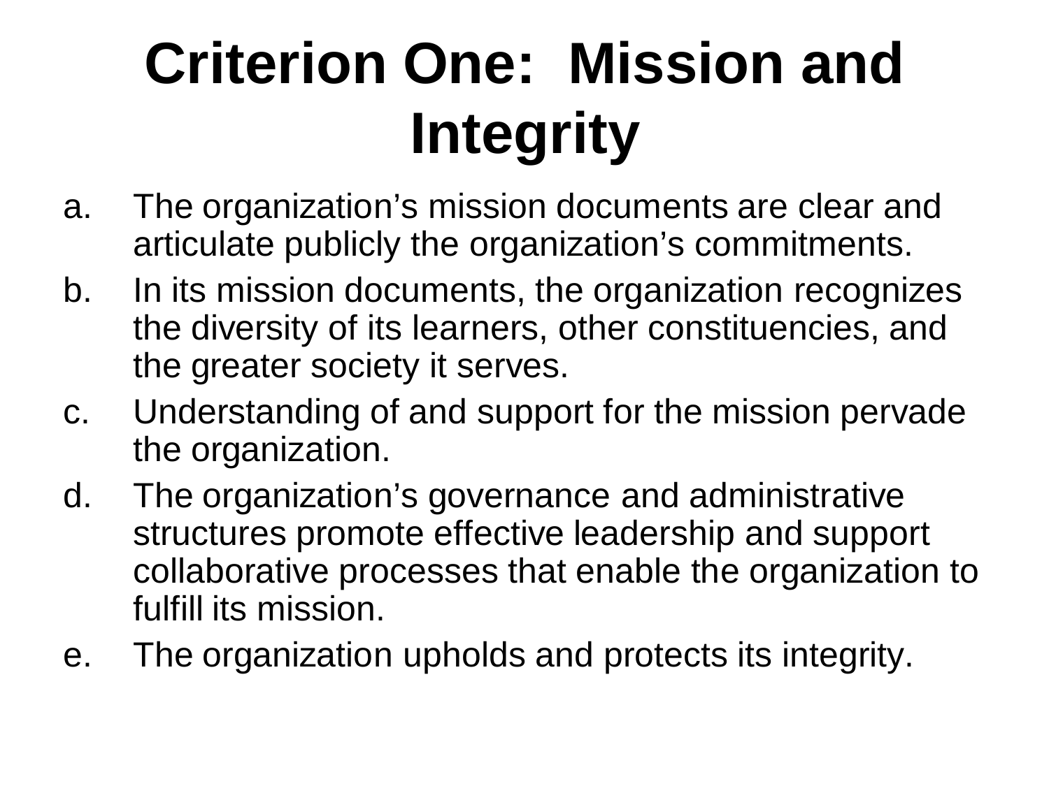# Criterion One: Mission and Integrity

a. The organization’s mission documents are clear and articulate publicly the organization’s commitments.
b. In its mission documents, the organization recognizes the diversity of its learners, other constituencies, and the greater society it serves.
c. Understanding of and support for the mission pervade the organization.
d. The organization’s governance and administrative structures promote effective leadership and support collaborative processes that enable the organization to fulfill its mission.
e. The organization upholds and protects its integrity.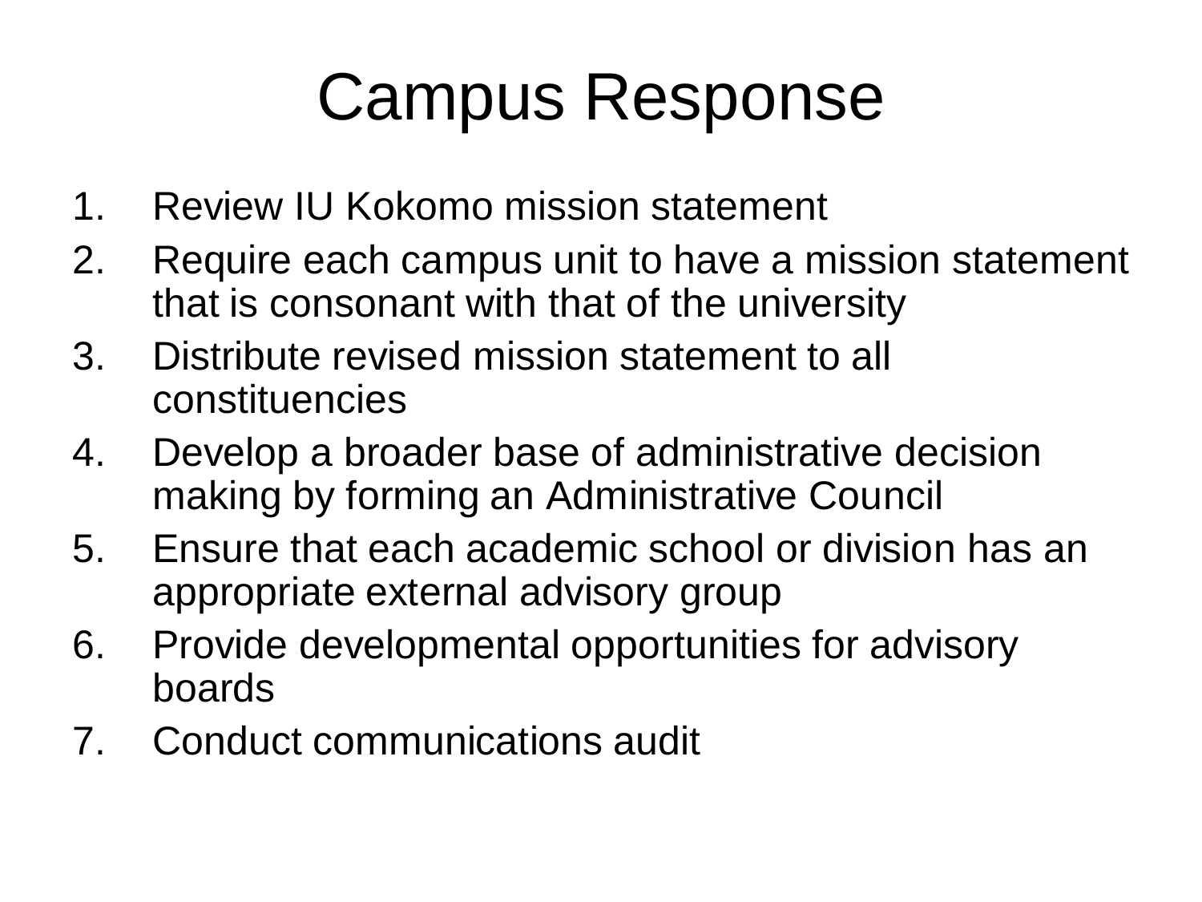# Campus Response

1. Review IU Kokomo mission statement
2. Require each campus unit to have a mission statement that is consonant with that of the university
3. Distribute revised mission statement to all constituencies
4. Develop a broader base of administrative decision making by forming an Administrative Council
5. Ensure that each academic school or division has an appropriate external advisory group
6. Provide developmental opportunities for advisory boards
7. Conduct communications audit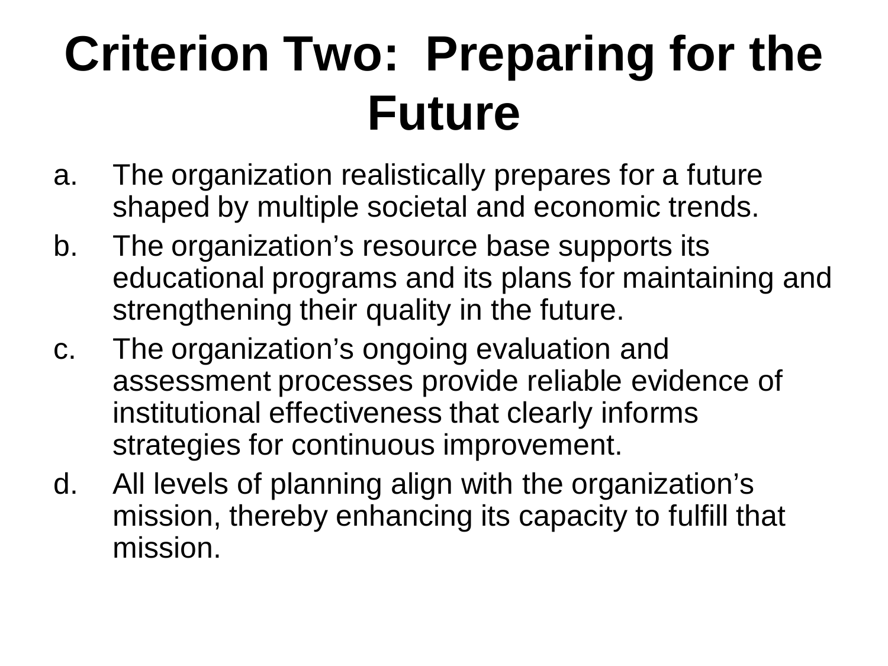# Criterion Two: Preparing for the Future

a. The organization realistically prepares for a future shaped by multiple societal and economic trends.
b. The organization's resource base supports its educational programs and its plans for maintaining and strengthening their quality in the future.
c. The organization's ongoing evaluation and assessment processes provide reliable evidence of institutional effectiveness that clearly informs strategies for continuous improvement.
d. All levels of planning align with the organization's mission, thereby enhancing its capacity to fulfill that mission.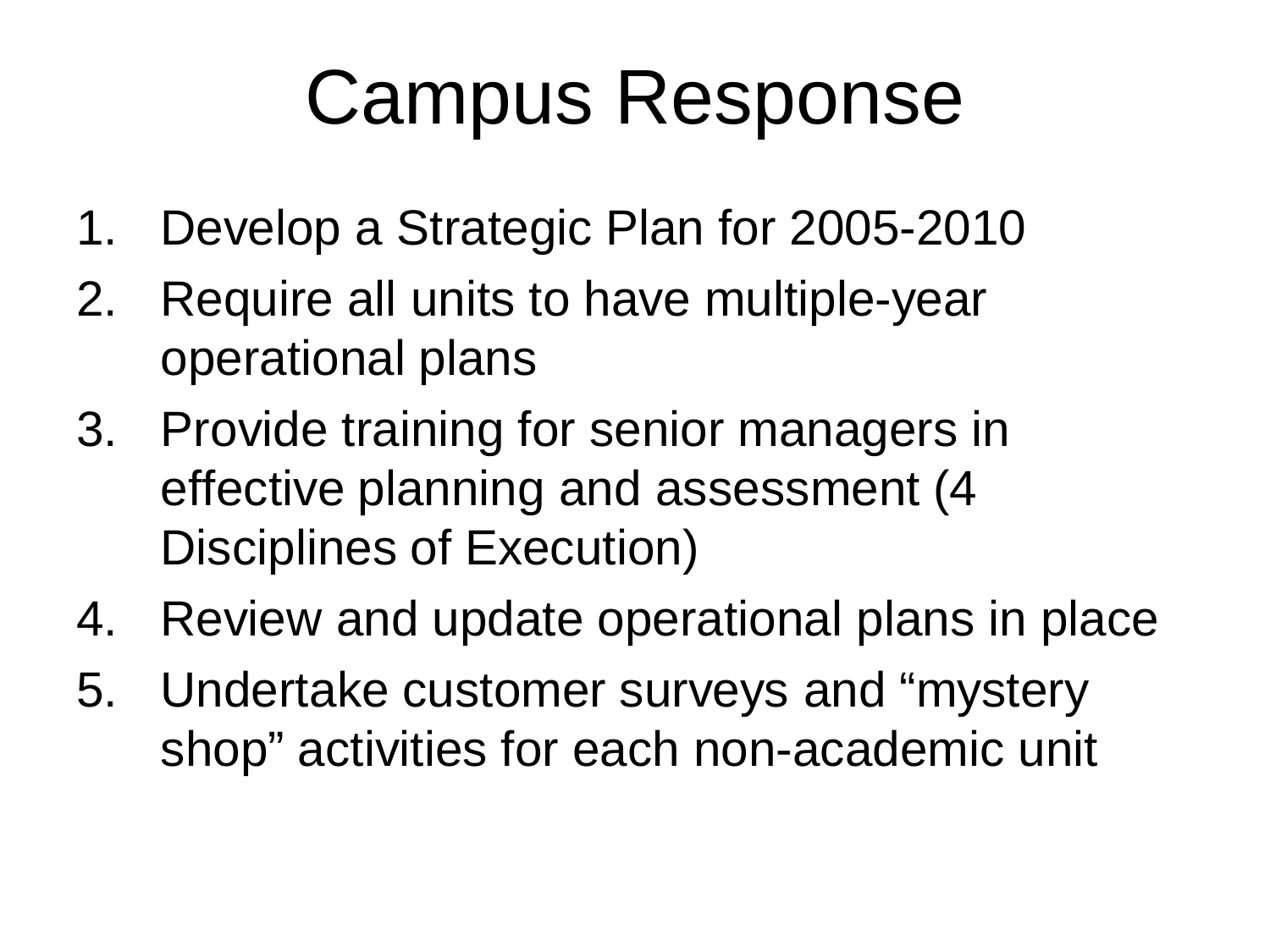# Campus Response

1. Develop a Strategic Plan for 2005-2010
2. Require all units to have multiple-year operational plans
3. Provide training for senior managers in effective planning and assessment (4 Disciplines of Execution)
4. Review and update operational plans in place
5. Undertake customer surveys and “mystery shop” activities for each non-academic unit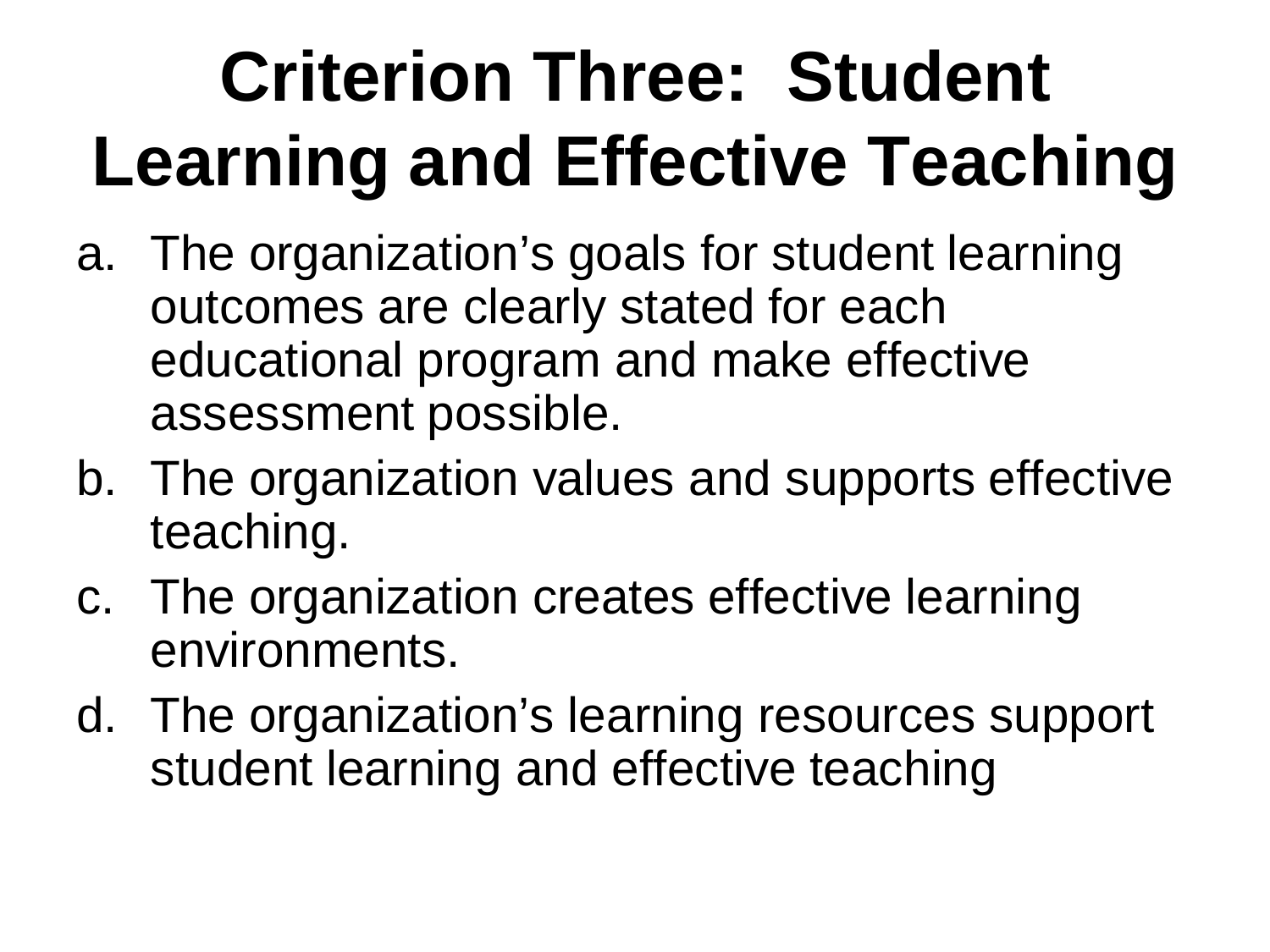# Criterion Three: Student Learning and Effective Teaching

a. The organization's goals for student learning outcomes are clearly stated for each educational program and make effective assessment possible.
b. The organization values and supports effective teaching.
c. The organization creates effective learning environments.
d. The organization's learning resources support student learning and effective teaching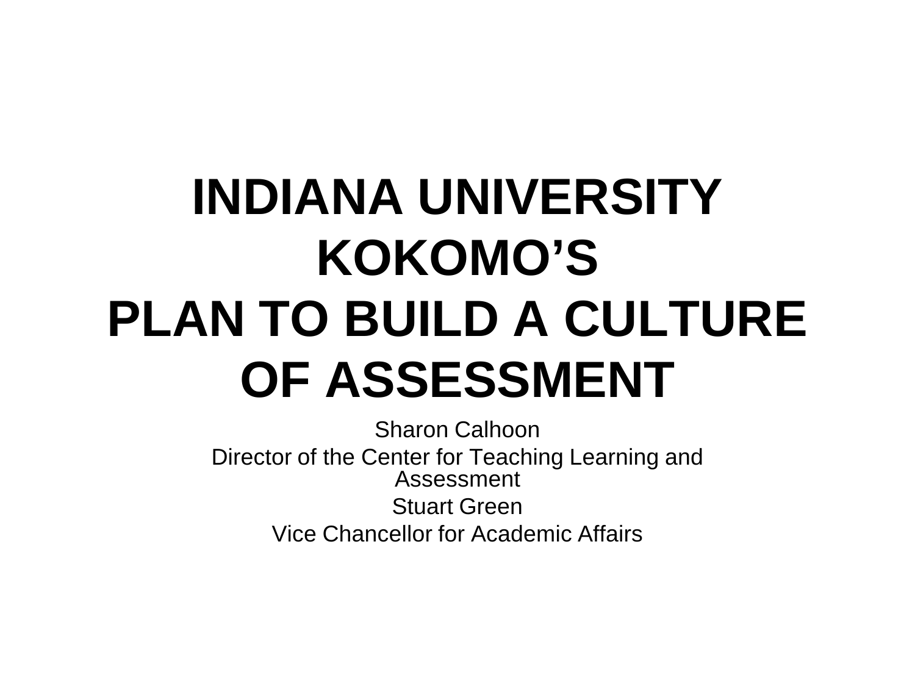# INDIANA UNIVERSITY KOKOMO'S PLAN TO BUILD A CULTURE OF ASSESSMENT

Sharon Calhoon

Director of the Center for Teaching Learning and Assessment

Stuart Green

Vice Chancellor for Academic Affairs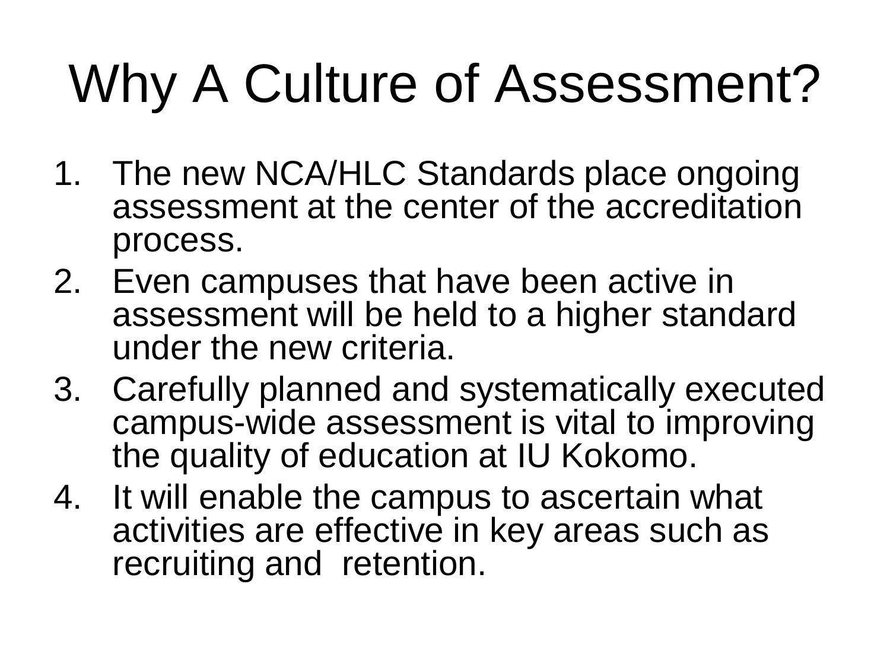# Why A Culture of Assessment?

1. The new NCA/HLC Standards place ongoing assessment at the center of the accreditation process.
2. Even campuses that have been active in assessment will be held to a higher standard under the new criteria.
3. Carefully planned and systematically executed campus-wide assessment is vital to improving the quality of education at IU Kokomo.
4. It will enable the campus to ascertain what activities are effective in key areas such as recruiting and retention.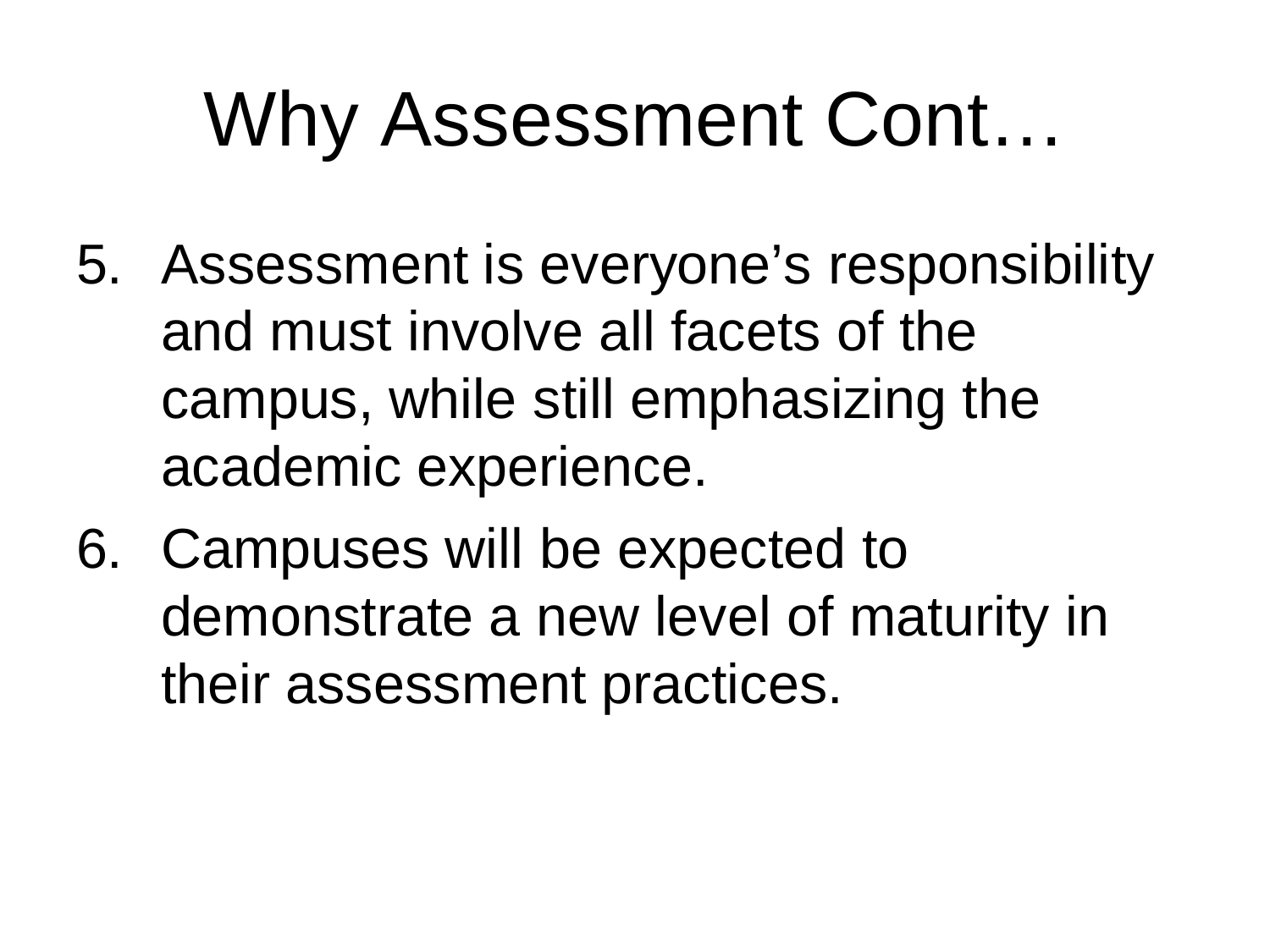# Why Assessment Cont…

5. Assessment is everyone's responsibility and must involve all facets of the campus, while still emphasizing the academic experience.
6. Campuses will be expected to demonstrate a new level of maturity in their assessment practices.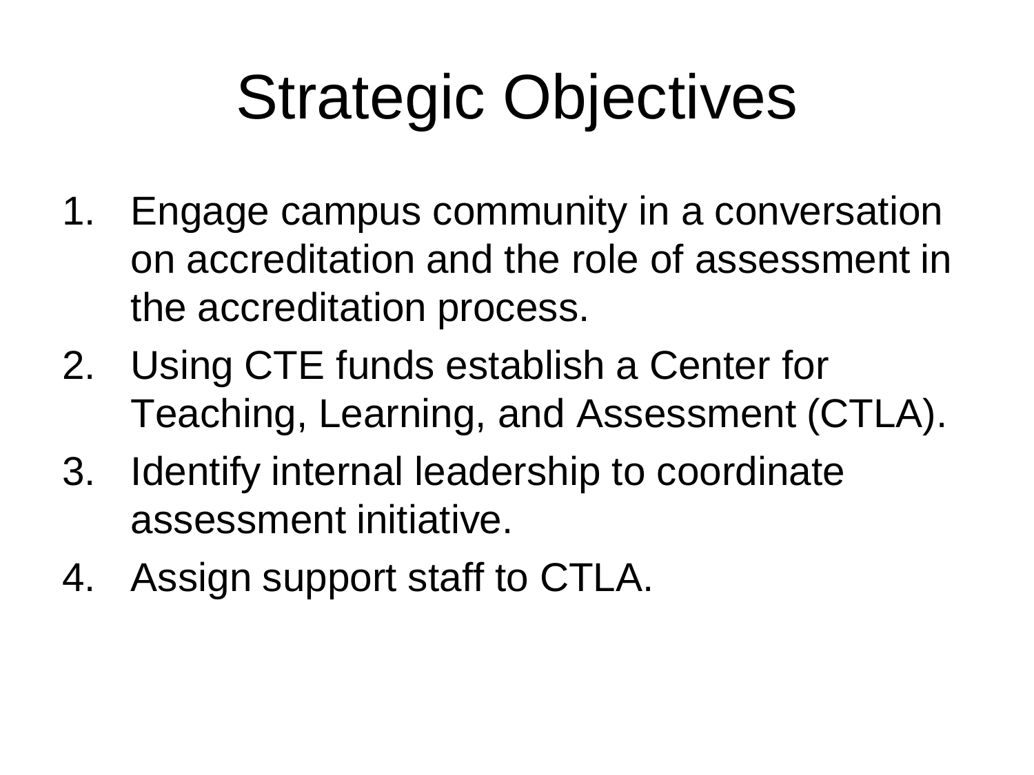# Strategic Objectives

1. Engage campus community in a conversation on accreditation and the role of assessment in the accreditation process.
2. Using CTE funds establish a Center for Teaching, Learning, and Assessment (CTLA).
3. Identify internal leadership to coordinate assessment initiative.
4. Assign support staff to CTLA.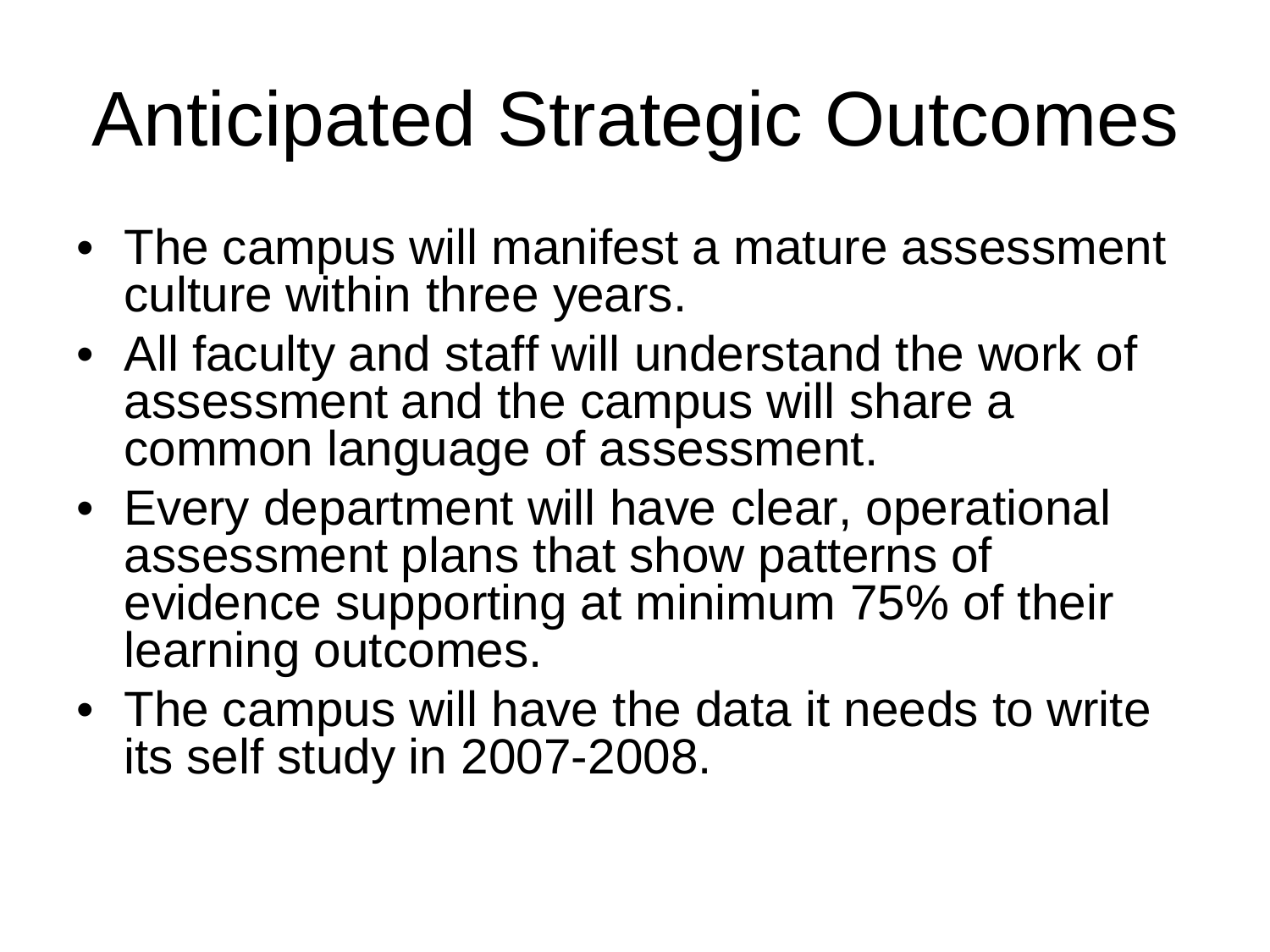# Anticipated Strategic Outcomes

- The campus will manifest a mature assessment culture within three years.
- All faculty and staff will understand the work of assessment and the campus will share a common language of assessment.
- Every department will have clear, operational assessment plans that show patterns of evidence supporting at minimum 75% of their learning outcomes.
- The campus will have the data it needs to write its self study in 2007-2008.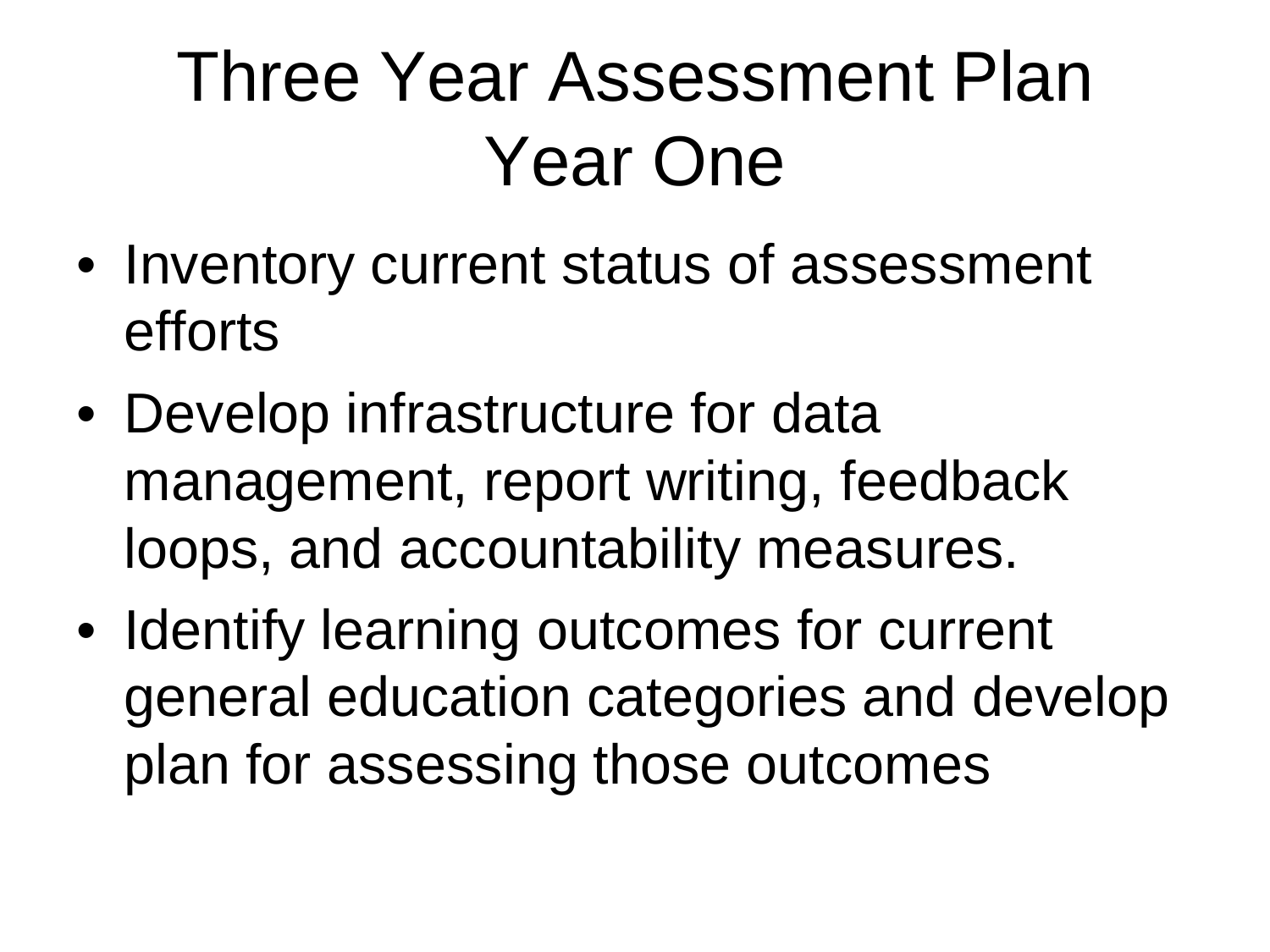# Three Year Assessment Plan Year One

- Inventory current status of assessment efforts
- Develop infrastructure for data management, report writing, feedback loops, and accountability measures.
- Identify learning outcomes for current general education categories and develop plan for assessing those outcomes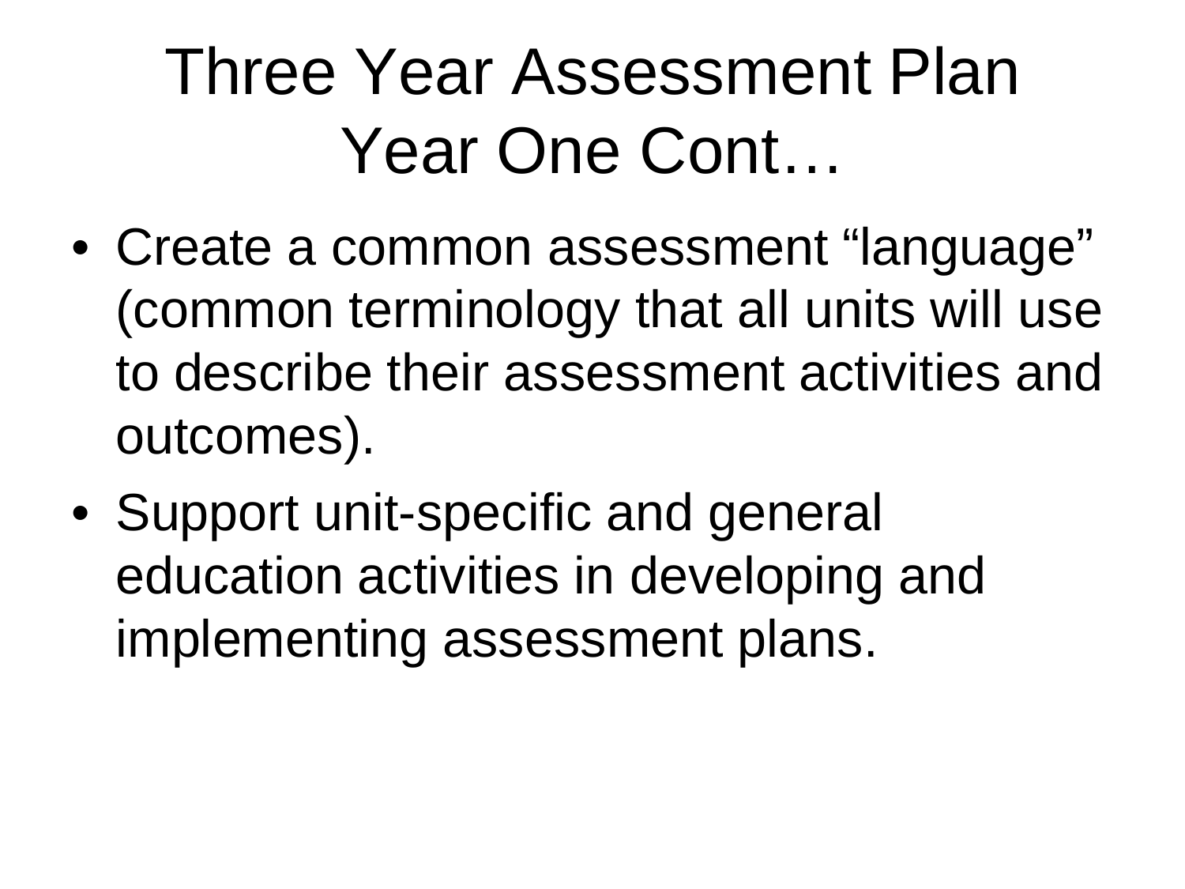# Three Year Assessment Plan Year One Cont…

- Create a common assessment “language” (common terminology that all units will use to describe their assessment activities and outcomes).
- Support unit-specific and general education activities in developing and implementing assessment plans.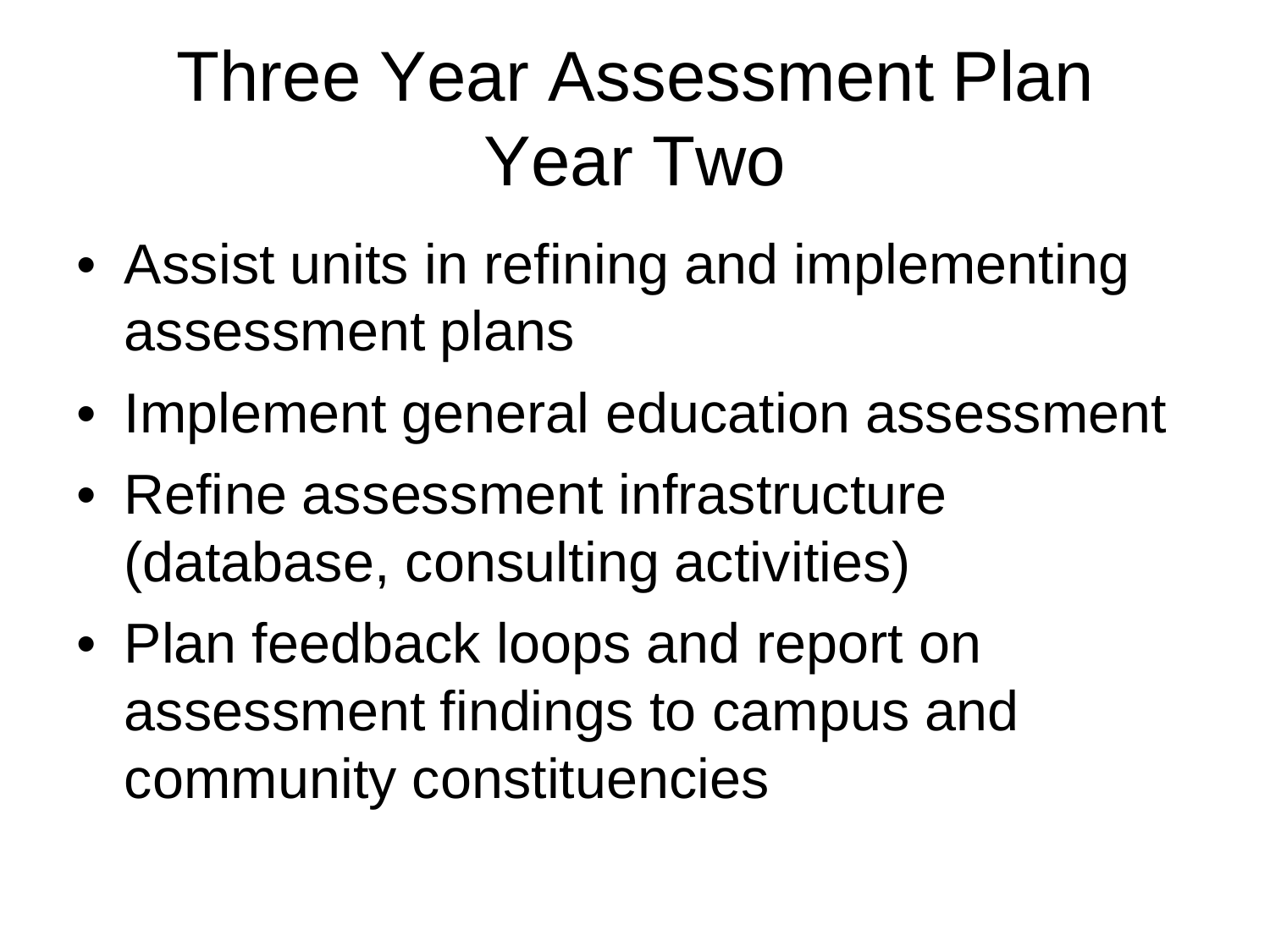# Three Year Assessment Plan Year Two

- Assist units in refining and implementing assessment plans
- Implement general education assessment
- Refine assessment infrastructure (database, consulting activities)
- Plan feedback loops and report on assessment findings to campus and community constituencies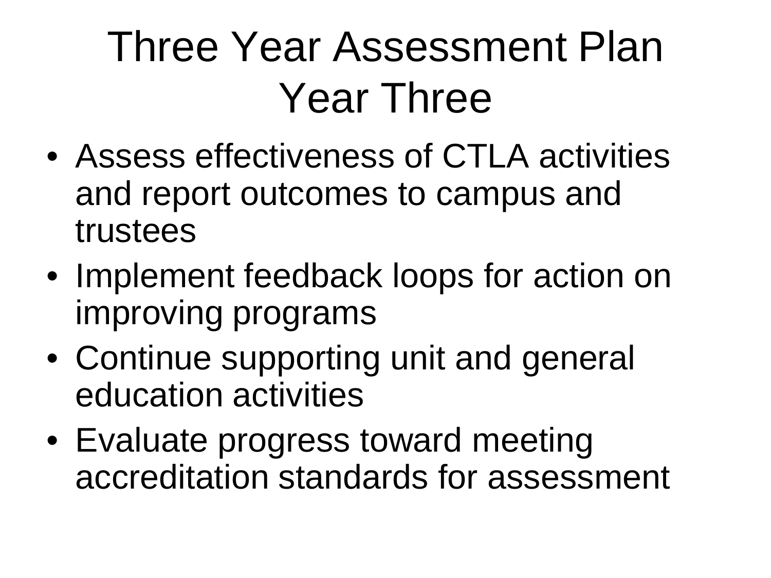# Three Year Assessment Plan Year Three

- Assess effectiveness of CTLA activities and report outcomes to campus and trustees
- Implement feedback loops for action on improving programs
- Continue supporting unit and general education activities
- Evaluate progress toward meeting accreditation standards for assessment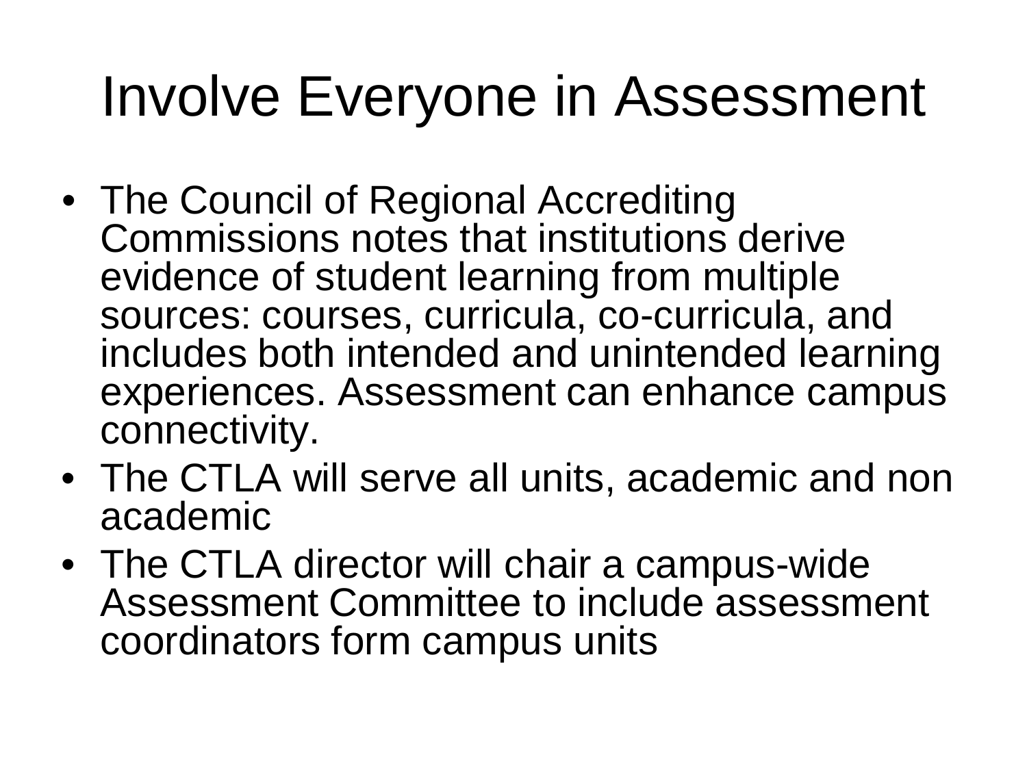# Involve Everyone in Assessment

- The Council of Regional Accrediting Commissions notes that institutions derive evidence of student learning from multiple sources: courses, curricula, co-curricula, and includes both intended and unintended learning experiences. Assessment can enhance campus connectivity.
- The CTLA will serve all units, academic and non academic
- The CTLA director will chair a campus-wide Assessment Committee to include assessment coordinators form campus units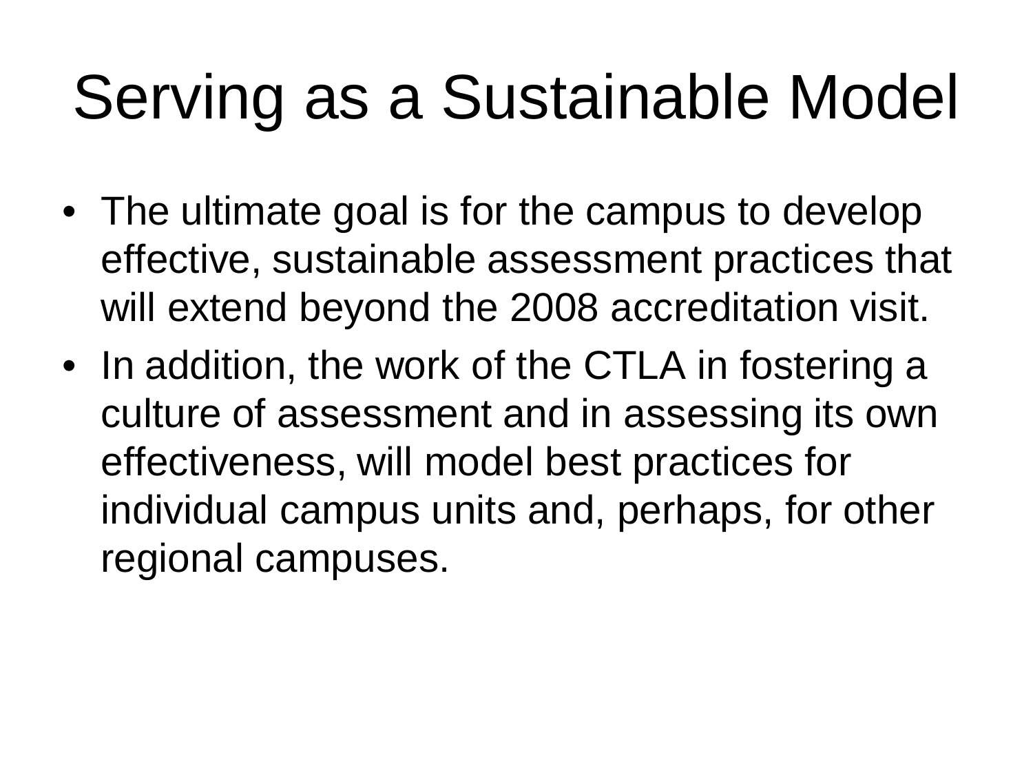# Serving as a Sustainable Model

- The ultimate goal is for the campus to develop effective, sustainable assessment practices that will extend beyond the 2008 accreditation visit.
- In addition, the work of the CTLA in fostering a culture of assessment and in assessing its own effectiveness, will model best practices for individual campus units and, perhaps, for other regional campuses.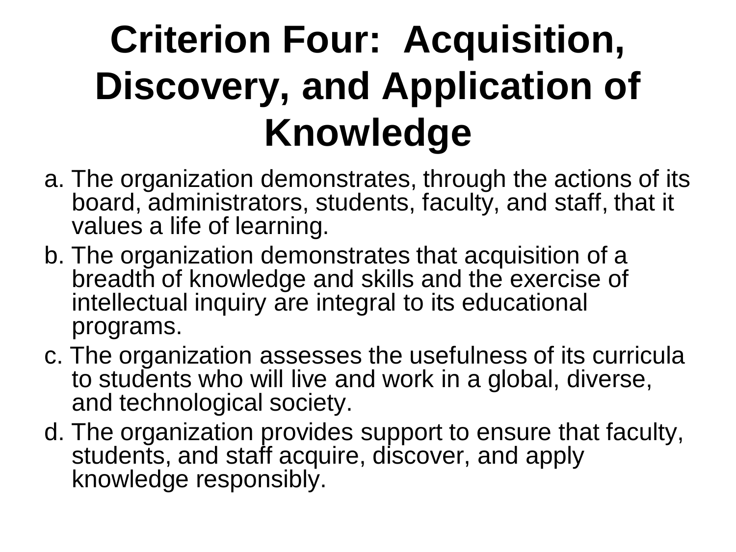# Criterion Four: Acquisition, Discovery, and Application of Knowledge

a. The organization demonstrates, through the actions of its board, administrators, students, faculty, and staff, that it values a life of learning.

b. The organization demonstrates that acquisition of a breadth of knowledge and skills and the exercise of intellectual inquiry are integral to its educational programs.

c. The organization assesses the usefulness of its curricula to students who will live and work in a global, diverse, and technological society.

d. The organization provides support to ensure that faculty, students, and staff acquire, discover, and apply knowledge responsibly.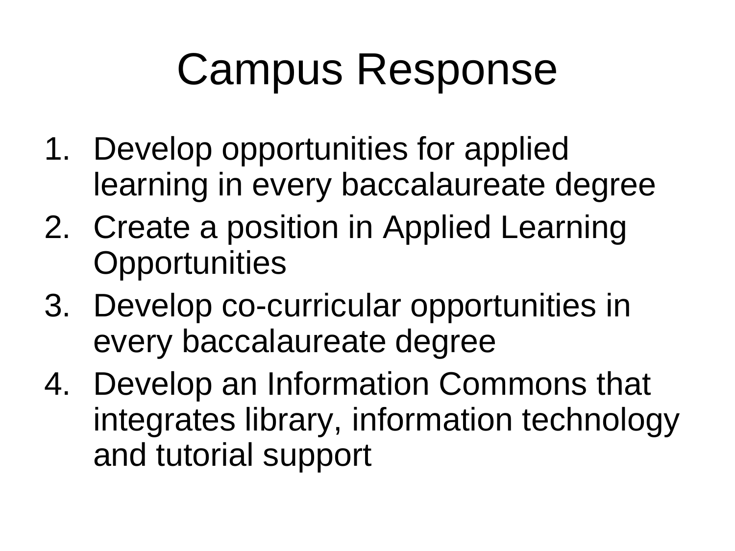# Campus Response

1. Develop opportunities for applied learning in every baccalaureate degree
2. Create a position in Applied Learning Opportunities
3. Develop co-curricular opportunities in every baccalaureate degree
4. Develop an Information Commons that integrates library, information technology and tutorial support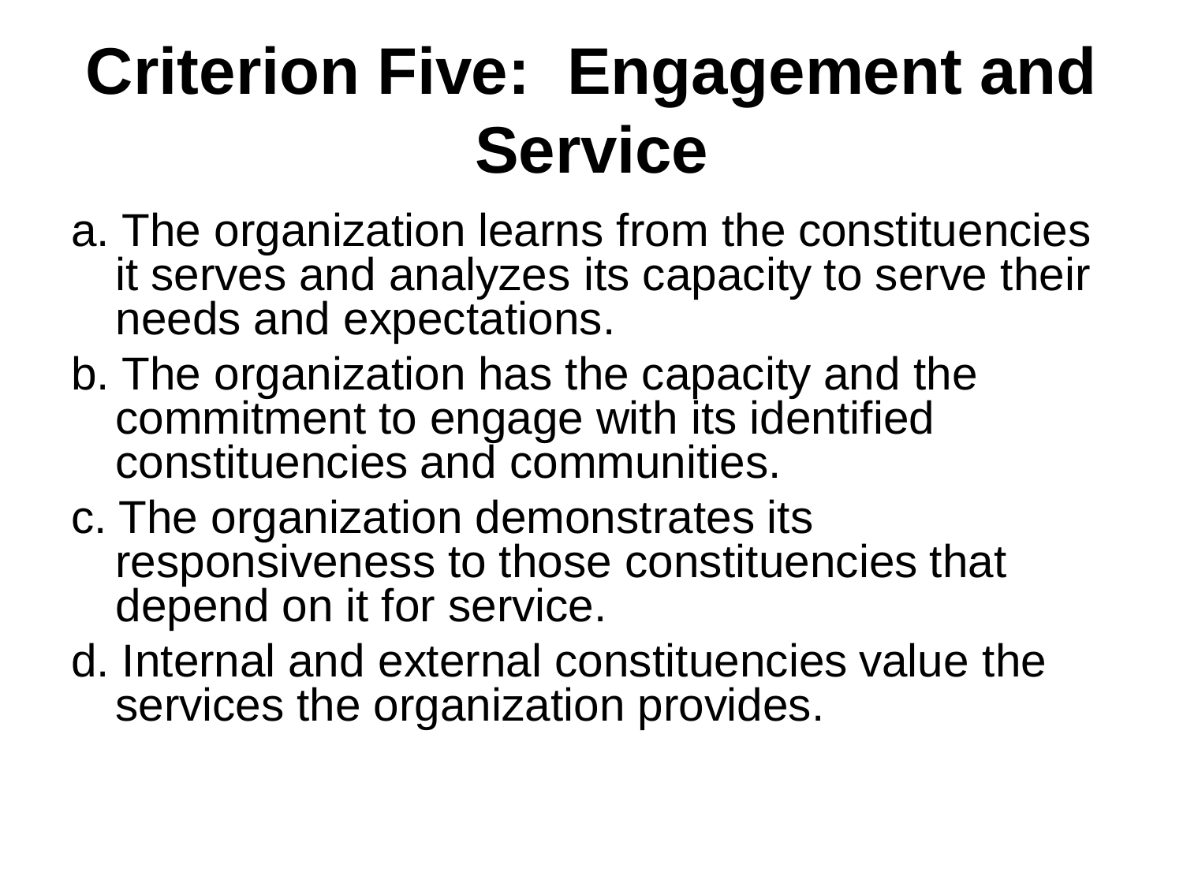# Criterion Five: Engagement and Service

a. The organization learns from the constituencies it serves and analyzes its capacity to serve their needs and expectations.

b. The organization has the capacity and the commitment to engage with its identified constituencies and communities.

c. The organization demonstrates its responsiveness to those constituencies that depend on it for service.

d. Internal and external constituencies value the services the organization provides.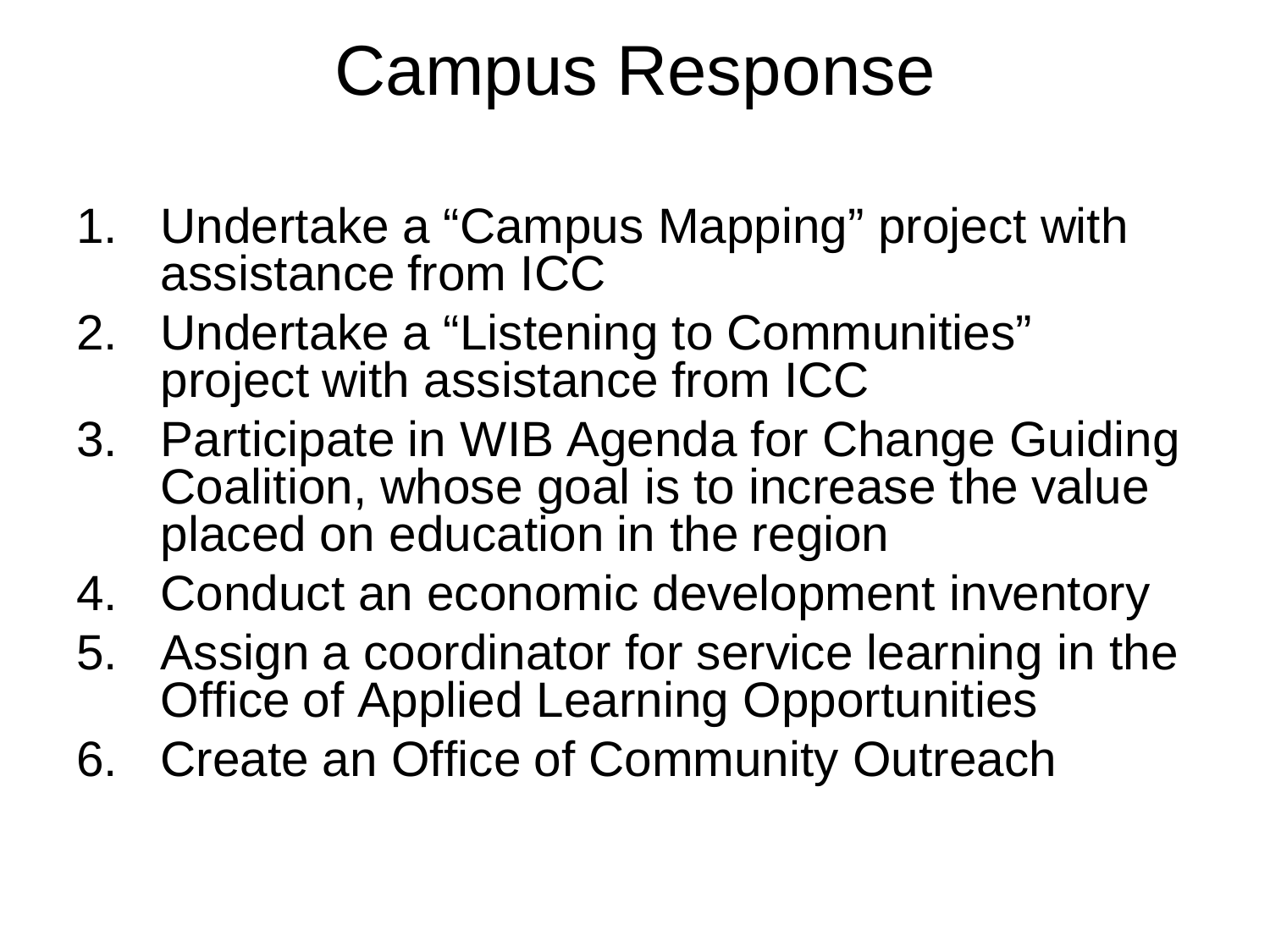# Campus Response

1. Undertake a “Campus Mapping” project with assistance from ICC
2. Undertake a “Listening to Communities” project with assistance from ICC
3. Participate in WIB Agenda for Change Guiding Coalition, whose goal is to increase the value placed on education in the region
4. Conduct an economic development inventory
5. Assign a coordinator for service learning in the Office of Applied Learning Opportunities
6. Create an Office of Community Outreach